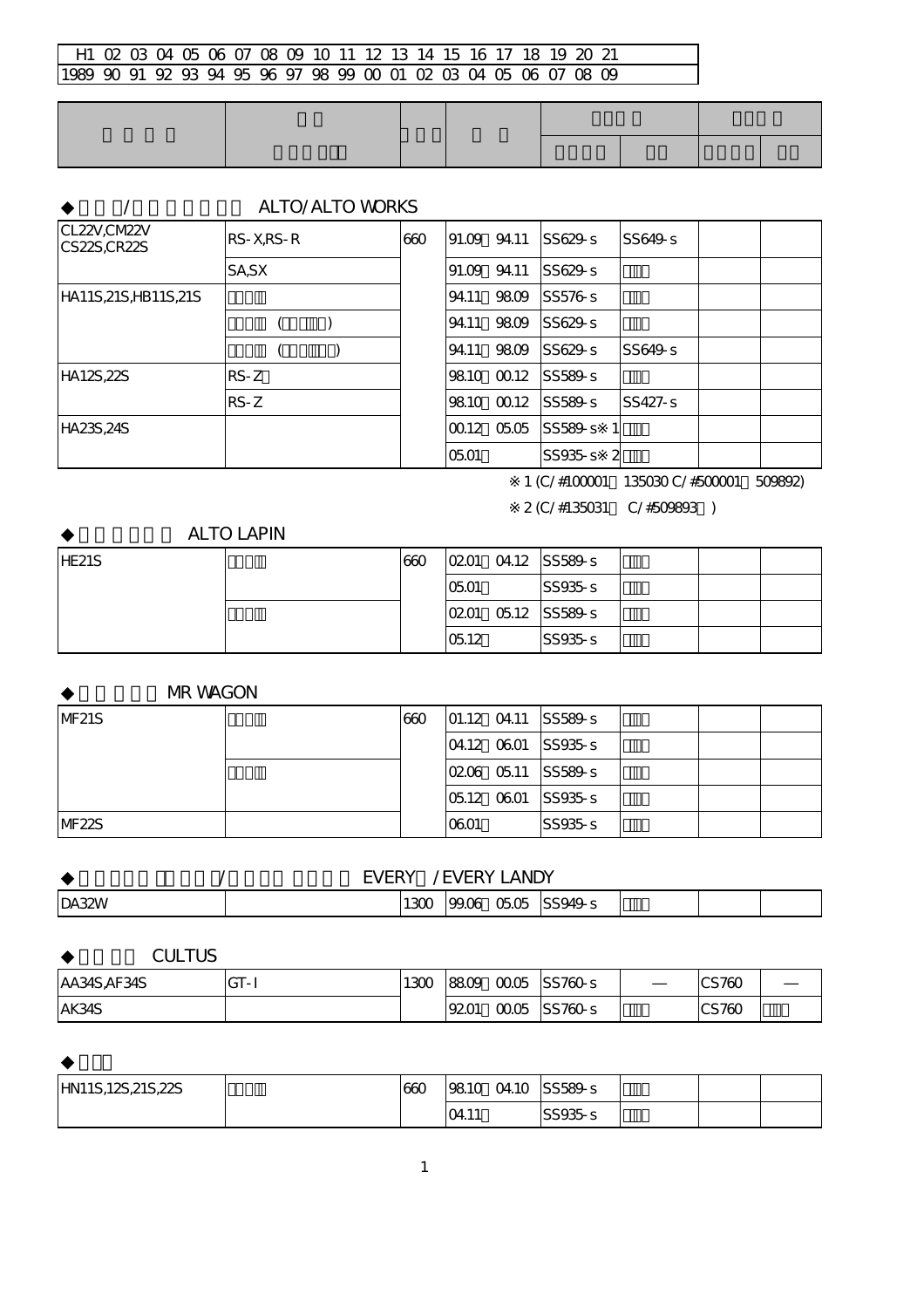| H1 | 02 | 03 | 04 | 05 | 06 | 07 | 08 | 09 | 10 | 11 | 12 | 13 | 14 | 15 | 16 | 17 | 18 | 19 | 20 | 21 |
|---|---|---|---|---|---|---|---|---|---|---|---|---|---|---|---|---|---|---|---|---|
| 1989 | 90 | 91 | 92 | 93 | 94 | 95 | 96 | 97 | 98 | 99 | 00 | 01 | 02 | 03 | 04 | 05 | 06 | 07 | 08 | 09 |

### ◆ / ALTO/ALTO WORKS

| | | | | | | | |
|---|---|---|---|---|---|---|---|
| CL22V,CM22V CS22S,CR22S | RS-X,RS-R | 660 | 91.09 94.11 | SS629-s | SS649-s | | |
| | SA,SX | | 91.09 94.11 | SS629-s | | | |
| HA11S,21S,HB11S,21S | | | 94.11 98.09 | SS576-s | | | |
| | ( ) | | 94.11 98.09 | SS629-s | | | |
| | ( ) | | 94.11 98.09 | SS629-s | SS649-s | | |
| HA12S,22S | RS-Z | | 98.10 00.12 | SS589-s | | | |
| | RS-Z | | 98.10 00.12 | SS589-s | SS427-s | | |
| HA23S,24S | | | 00.12 05.05 | SS589-s※1 | | | |
| | | | 05.01 | SS935-s※2 | | | |

※1 (C/#100001 135030 C/#500001 509892)

※2 (C/#135031 C/#509893 )

### ◆ ALTO LAPIN

| | | | | | | | |
|---|---|---|---|---|---|---|---|
| HE21S | | 660 | 02.01 04.12 | SS589-s | | | |
| | | | 05.01 | SS935-s | | | |
| | | | 02.01 05.12 | SS589-s | | | |
| | | | 05.12 | SS935-s | | | |

### ◆ MR WAGON

| | | | | | | | |
|---|---|---|---|---|---|---|---|
| MF21S | | 660 | 01.12 04.11 | SS589-s | | | |
| | | | 04.12 06.01 | SS935-s | | | |
| | | | 02.06 05.11 | SS589-s | | | |
| | | | 05.12 06.01 | SS935-s | | | |
| MF22S | | | 06.01 | SS935-s | | | |

### ◆ / EVERY /EVERY LANDY

| | | | | | | | |
|---|---|---|---|---|---|---|---|
| DA32W | | 1300 | 99.06 05.05 | SS949-s | | | |

### ◆ CULTUS

| | | | | | | | |
|---|---|---|---|---|---|---|---|
| AA34S,AF34S | GT-I | 1300 | 88.09 00.05 | SS760-s | — | CS760 | — |
| AK34S | | | 92.01 00.05 | SS760-s | | CS760 | |

### ◆

| | | | | | | | |
|---|---|---|---|---|---|---|---|
| HN11S,12S,21S,22S | | 660 | 98.10 04.10 | SS589-s | | | |
| | | | 04.11 | SS935-s | | | |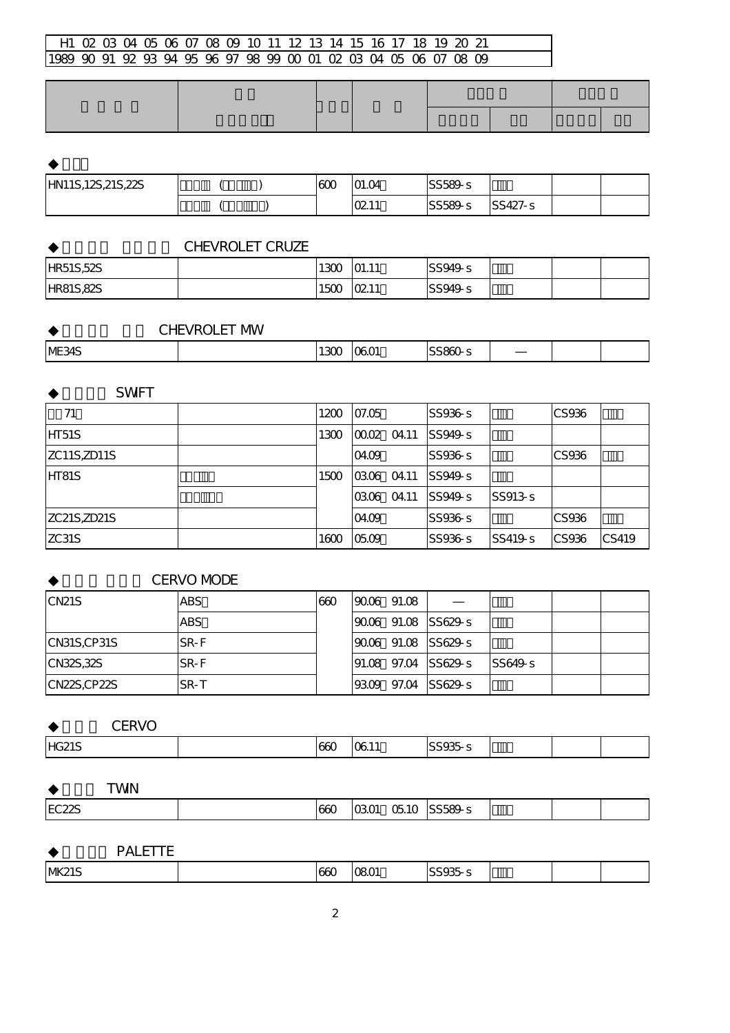| H1 | 02 | 03 | 04 | 05 | 06 | 07 | 08 | 09 | 10 | 11 | 12 | 13 | 14 | 15 | 16 | 17 | 18 | 19 | 20 | 21 |
|---|---|---|---|---|---|---|---|---|---|---|---|---|---|---|---|---|---|---|---|---|
| 1989 | 90 | 91 | 92 | 93 | 94 | 95 | 96 | 97 | 98 | 99 | 00 | 01 | 02 | 03 | 04 | 05 | 06 | 07 | 08 | 09 |

| | | | | | | | |
|---|---|---|---|---|---|---|---|
| | | | | | | | |

◆

| | | | | | | | |
|---|---|---|---|---|---|---|---|
| HN11S,12S,21S,22S | ( ) | 600 | 01.04 | SS589-s | | | |
| | ( ) | | 02.11 | SS589-s | SS427-s | | |

◆ CHEVROLET CRUZE

| | | | | | | | |
|---|---|---|---|---|---|---|---|
| HR51S,52S | | 1300 | 01.11 | SS949-s | | | |
| HR81S,82S | | 1500 | 02.11 | SS949-s | | | |

◆ CHEVROLET MW

| | | | | | | | |
|---|---|---|---|---|---|---|---|
| ME34S | | 1300 | 06.01 | SS860-s | — | | |

◆ SWIFT

| | | | | | | | |
|---|---|---|---|---|---|---|---|
| 71 | | 1200 | 07.05 | SS936-s | | CS936 | |
| HT51S | | 1300 | 00.02 04.11 | SS949-s | | | |
| ZC11S,ZD11S | | | 04.09 | SS936-s | | CS936 | |
| HT81S | | 1500 | 03.06 04.11 | SS949-s | | | |
| | | | 03.06 04.11 | SS949-s | SS913-s | | |
| ZC21S,ZD21S | | | 04.09 | SS936-s | | CS936 | |
| ZC31S | | 1600 | 05.09 | SS936-s | SS419-s | CS936 | CS419 |

◆ CERVO MODE

| | | | | | | | |
|---|---|---|---|---|---|---|---|
| CN21S | ABS | 660 | 90.06 91.08 | — | | | |
| | ABS | | 90.06 91.08 | SS629-s | | | |
| CN31S,CP31S | SR-F | | 90.06 91.08 | SS629-s | | | |
| CN32S,32S | SR-F | | 91.08 97.04 | SS629-s | SS649-s | | |
| CN22S,CP22S | SR-T | | 93.09 97.04 | SS629-s | | | |

◆ CERVO

| | | | | | | | |
|---|---|---|---|---|---|---|---|
| HG21S | | 660 | 06.11 | SS935-s | | | |

◆ TWIN

| | | | | | | | |
|---|---|---|---|---|---|---|---|
| EC22S | | 660 | 03.01 05.10 | SS589-s | | | |

◆ PALETTE

| | | | | | | | |
|---|---|---|---|---|---|---|---|
| MK21S | | 660 | 08.01 | SS935-s | | | |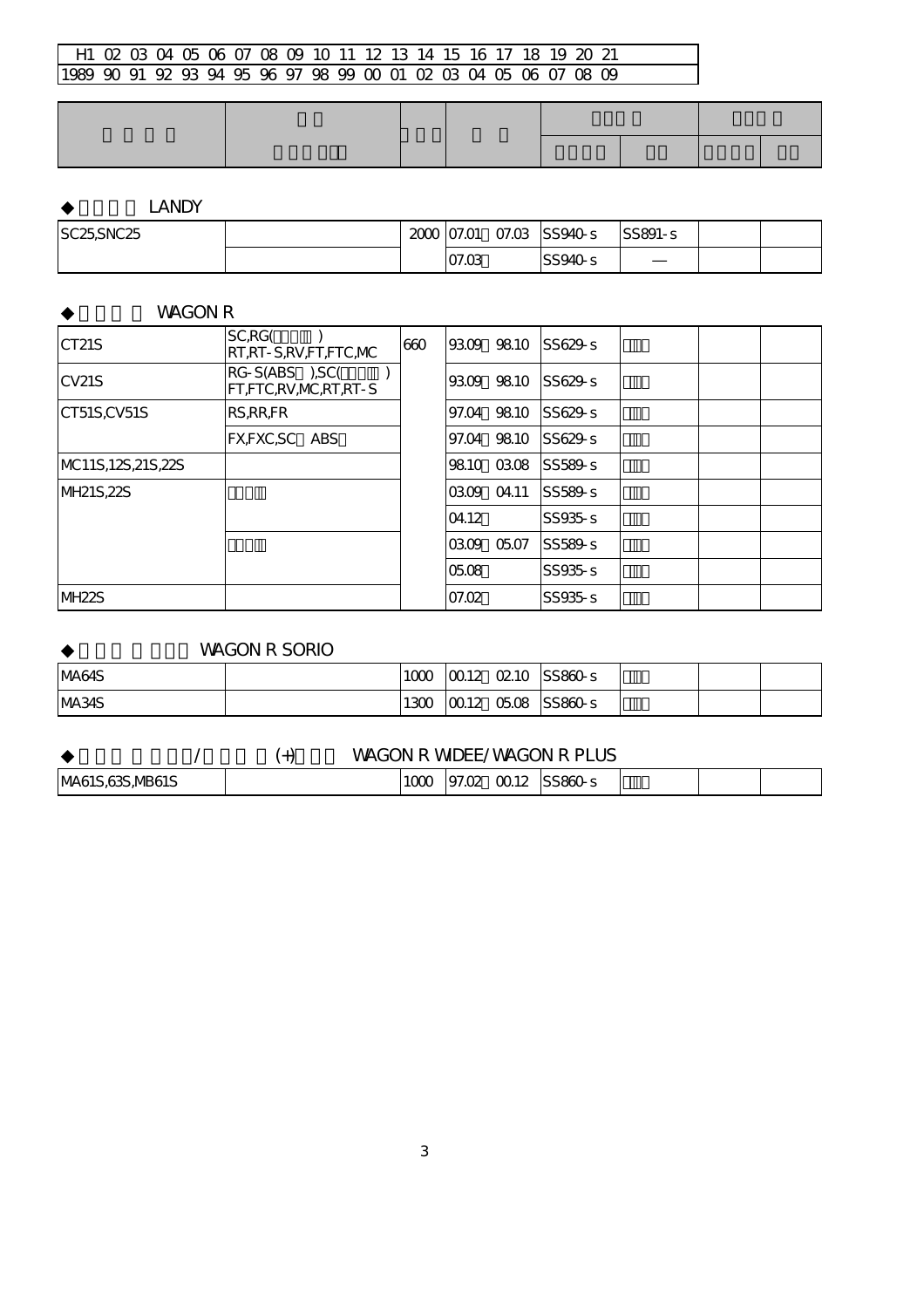| H1 | 02 | 03 | 04 | 05 | 06 | 07 | 08 | 09 | 10 | 11 | 12 | 13 | 14 | 15 | 16 | 17 | 18 | 19 | 20 | 21 |
|---|---|---|---|---|---|---|---|---|---|---|---|---|---|---|---|---|---|---|---|---|
| 1989 | 90 | 91 | 92 | 93 | 94 | 95 | 96 | 97 | 98 | 99 | 00 | 01 | 02 | 03 | 04 | 05 | 06 | 07 | 08 | 09 |

| | | | | | | | |
|---|---|---|---|---|---|---|---|
| | | | | | | | |

◆ LANDY

| | | | | | | | |
|---|---|---|---|---|---|---|---|
| SC25,SNC25 | | 2000 | 07.01 07.03 | SS940-s | SS891-s | | |
| | | | 07.03 | SS940-s | — | | |

◆ WAGON R

| | | | | | | | |
|---|---|---|---|---|---|---|---|
| CT21S | SC,RG( ) RT,RT-S,RV,FT,FTC,MC | 660 | 93.09 98.10 | SS629-s | | | |
| CV21S | RG-S(ABS ),SC( ) FT,FTC,RV,MC,RT,RT-S | | 93.09 98.10 | SS629-s | | | |
| CT51S,CV51S | RS,RR,FR | | 97.04 98.10 | SS629-s | | | |
| | FX,FXC,SC ABS | | 97.04 98.10 | SS629-s | | | |
| MC11S,12S,21S,22S | | | 98.10 03.08 | SS589-s | | | |
| MH21S,22S | | | 03.09 04.11 | SS589-s | | | |
| | | | 04.12 | SS935-s | | | |
| | | | 03.09 05.07 | SS589-s | | | |
| | | | 05.08 | SS935-s | | | |
| MH22S | | | 07.02 | SS935-s | | | |

◆ WAGON R SORIO

| | | | | | | | |
|---|---|---|---|---|---|---|---|
| MA64S | | 1000 | 00.12 02.10 | SS860-s | | | |
| MA34S | | 1300 | 00.12 05.08 | SS860-s | | | |

◆ / (+) WAGON R WIDEE/WAGON R PLUS

| | | | | | | | |
|---|---|---|---|---|---|---|---|
| MA61S,63S,MB61S | | 1000 | 97.02 00.12 | SS860-s | | | |